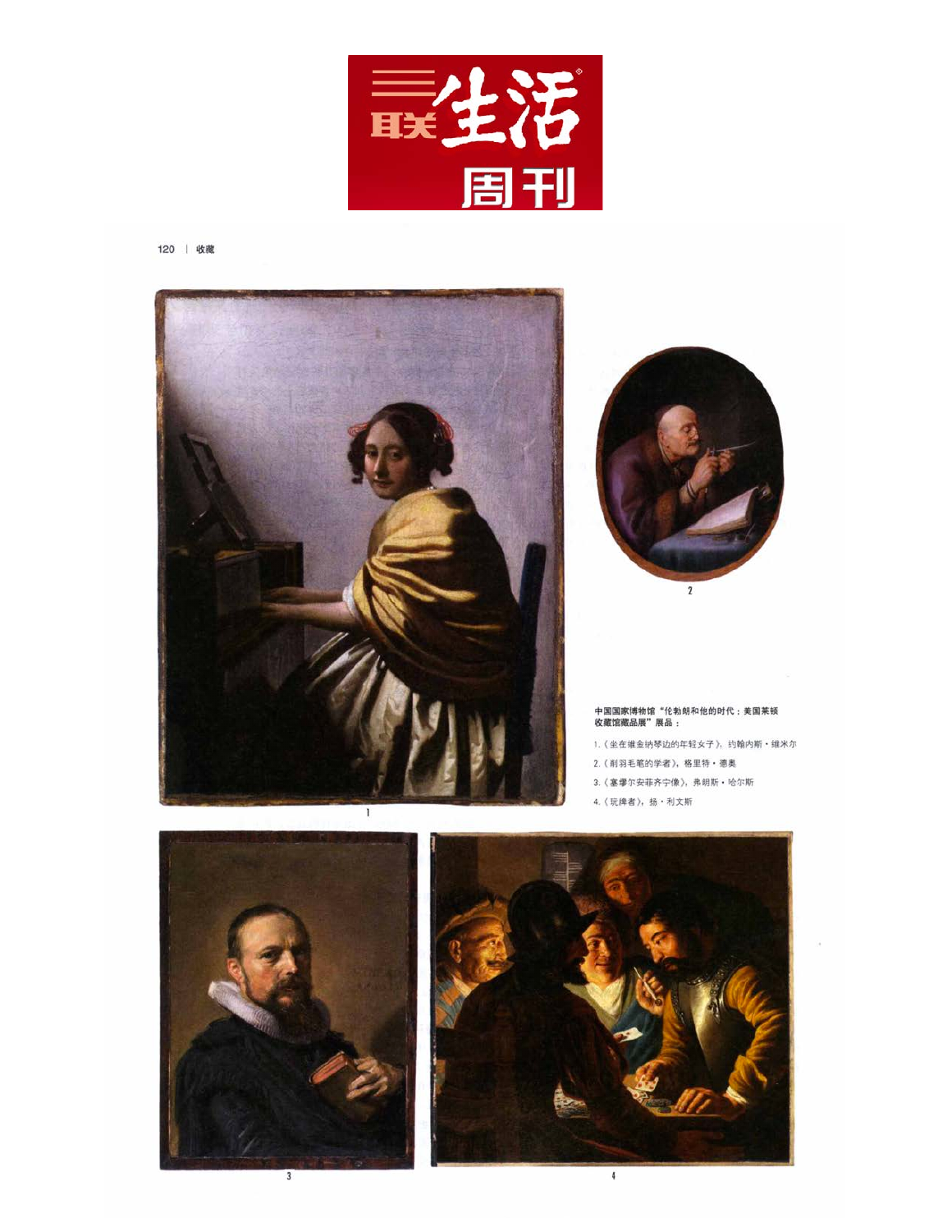中国国家博物馆“伦勃朗和他的时代：美国莱顿收藏馆藏品展”展品：

1.《坐在维金纳琴边的年轻女子》，约翰内斯·维米尔

2.《削羽毛笔的学者》，格里特·德奥

3.《塞缪尔安菲齐宁像》，弗朗斯·哈尔斯

4.《玩牌者》，扬·利文斯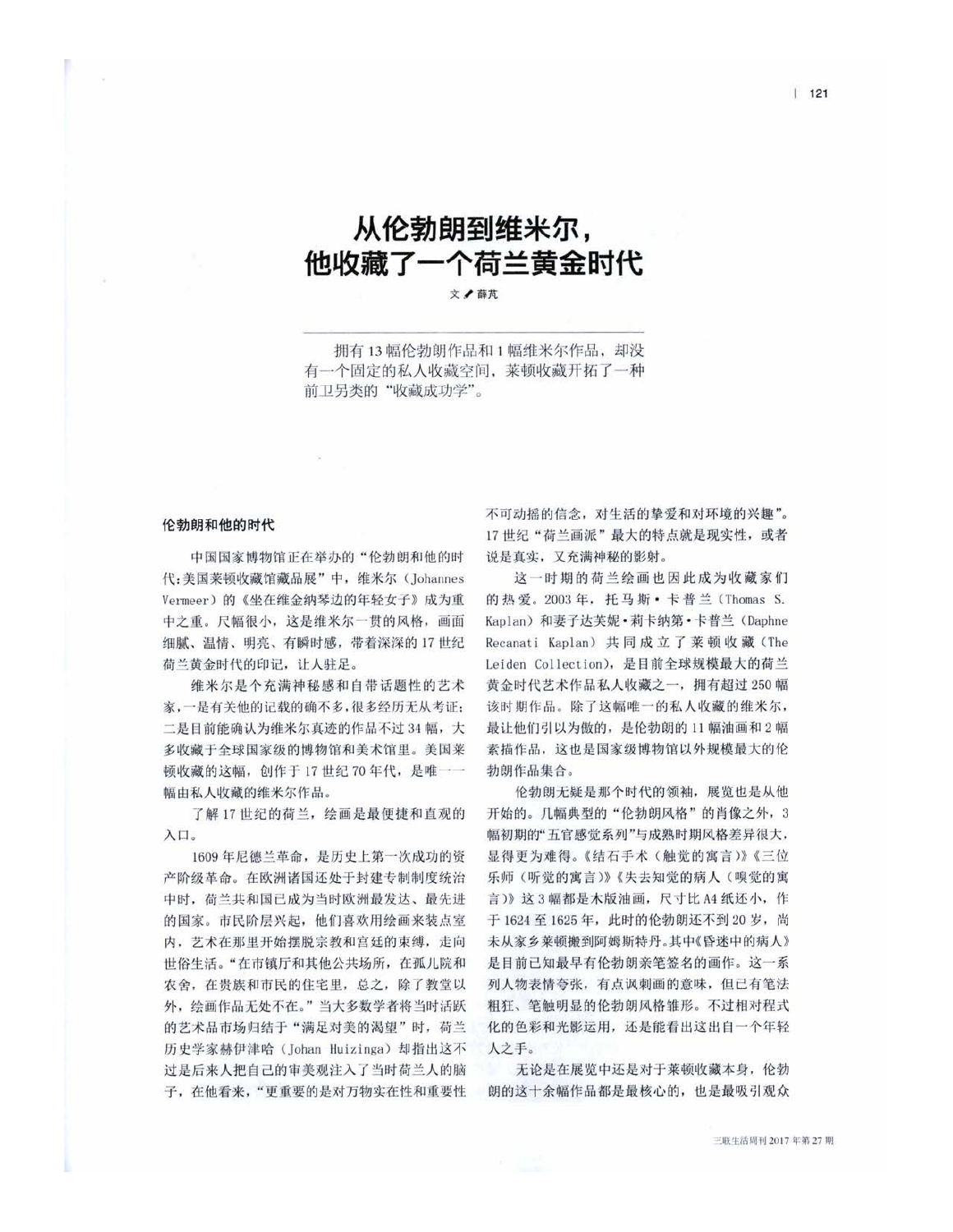# 从伦勃朗到维米尔，他收藏了一个荷兰黄金时代

文✒薛芃

拥有13幅伦勃朗作品和1幅维米尔作品，却没有一个固定的私人收藏空间，莱顿收藏开拓了一种前卫另类的“收藏成功学”。

### 伦勃朗和他的时代

中国国家博物馆正在举办的“伦勃朗和他的时代：美国莱顿收藏馆藏品展”中，维米尔（Johannes Vermeer）的《坐在维金纳琴边的年轻女子》成为重中之重。尺幅很小，这是维米尔一贯的风格，画面细腻、温情、明亮、有瞬时感，带着深深的17世纪荷兰黄金时代的印记，让人驻足。

维米尔是个充满神秘感和自带话题性的艺术家，一是有关他的记载的确不多，很多经历无从考证；二是目前能确认为维米尔真迹的作品不过34幅，大多收藏于全球国家级的博物馆和美术馆里。美国莱顿收藏的这幅，创作于17世纪70年代，是唯一一幅由私人收藏的维米尔作品。

了解17世纪的荷兰，绘画是最便捷和直观的入口。

1609年尼德兰革命，是历史上第一次成功的资产阶级革命。在欧洲诸国还处于封建专制制度统治中时，荷兰共和国已成为当时欧洲最发达、最先进的国家。市民阶层兴起，他们喜欢用绘画来装点室内，艺术在那里开始摆脱宗教和宫廷的束缚，走向世俗生活。“在市镇厅和其他公共场所，在孤儿院和农舍，在贵族和市民的住宅里，总之，除了教堂以外，绘画作品无处不在。”当大多数学者将当时活跃的艺术品市场归结于“满足对美的渴望”时，荷兰历史学家赫伊津哈（Johan Huizinga）却指出这不过是后来人把自己的审美观注入了当时荷兰人的脑子，在他看来，“更重要的是对万物实在性和重要性不可动摇的信念，对生活的挚爱和对环境的兴趣”。17世纪“荷兰画派”最大的特点就是现实性，或者说是真实，又充满神秘的影射。

这一时期的荷兰绘画也因此成为收藏家们的热爱。2003年，托马斯·卡普兰（Thomas S. Kaplan）和妻子达芙妮·莉卡纳第·卡普兰（Daphne Recanati Kaplan）共同成立了莱顿收藏（The Leiden Collection），是目前全球规模最大的荷兰黄金时代艺术作品私人收藏之一，拥有超过250幅该时期作品。除了这幅唯一的私人收藏的维米尔，最让他们引以为傲的，是伦勃朗的11幅油画和2幅素描作品，这也是国家级博物馆以外规模最大的伦勃朗作品集合。

伦勃朗无疑是那个时代的领袖，展览也是从他开始的。几幅典型的“伦勃朗风格”的肖像之外，3幅初期的“五官感觉系列”与成熟时期风格差异很大，显得更为难得。《结石手术（触觉的寓言）》《三位乐师（听觉的寓言）》《失去知觉的病人（嗅觉的寓言）》这3幅都是木版油画，尺寸比A4纸还小，作于1624至1625年，此时的伦勃朗还不到20岁，尚未从家乡莱顿搬到阿姆斯特丹。其中《昏迷中的病人》是目前已知最早有伦勃朗亲笔签名的画作。这一系列人物表情夸张，有点讽刺画的意味，但已有笔法粗犷、笔触明显的伦勃朗风格雏形。不过相对程式化的色彩和光影运用，还是能看出这出自一个年轻人之手。

无论是在展览中还是对于莱顿收藏本身，伦勃朗的这十余幅作品都是最核心的，也是最吸引观众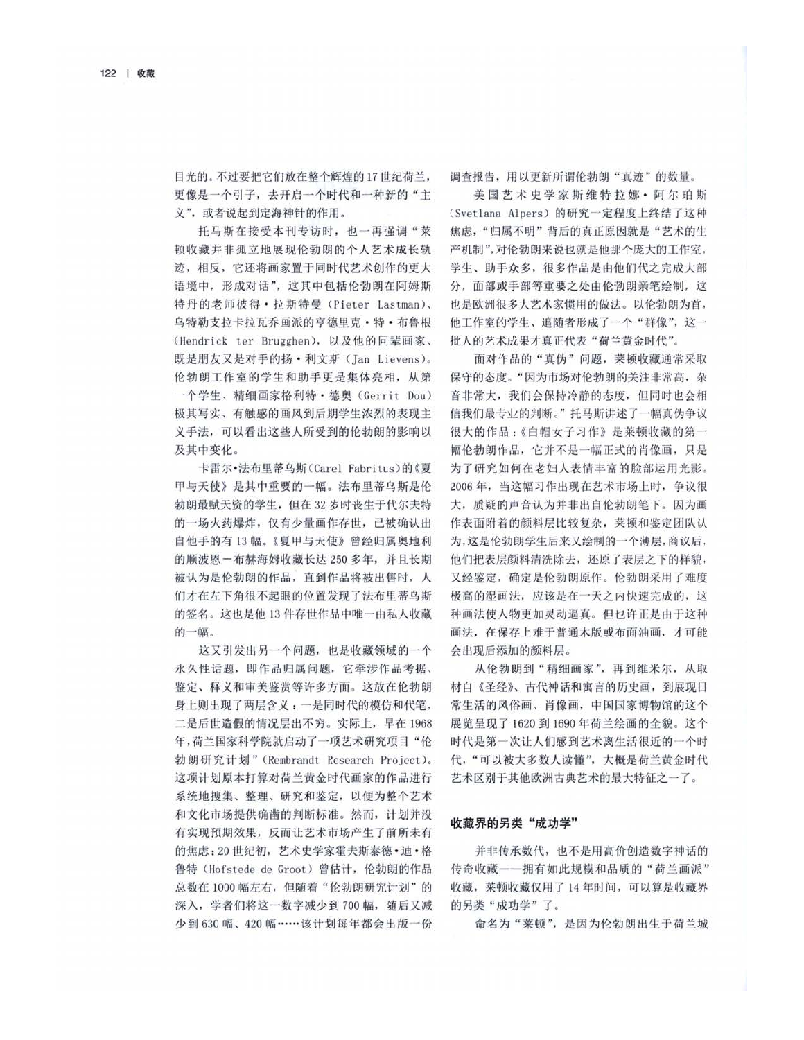目光的。不过要把它们放在整个辉煌的17世纪荷兰，更像是一个引子，去开启一个时代和一种新的"主义"，或者说起到定海神针的作用。

托马斯在接受本刊专访时，也一再强调"莱顿收藏并非孤立地展现伦勃朗的个人艺术成长轨迹，相反，它还将画家置于同时代艺术创作的更大语境中，形成对话"，这其中包括伦勃朗在阿姆斯特丹的老师彼得·拉斯特曼（Pieter Lastman）、乌特勒支拉卡拉瓦乔画派的亨德里克·特·布鲁根（Hendrick ter Brugghen），以及他的同辈画家、既是朋友又是对手的扬·利文斯（Jan Lievens）。伦勃朗工作室的学生和助手更是集体亮相，从第一个学生、精细画家格利特·德奥（Gerrit Dou）极其写实、有触感的画风到后期学生浓烈的表现主义手法，可以看出这些人所受到的伦勃朗的影响以及其中变化。

卡雷尔·法布里蒂乌斯（Carel Fabritus）的《夏甲与天使》是其中重要的一幅。法布里蒂乌斯是伦勃朗最赋天资的学生，但在32岁时丧生于代尔夫特的一场火药爆炸，仅有少量画作存世，已被确认出自他手的有13幅。《夏甲与天使》曾经归属奥地利的顺波恩－布赫海姆收藏长达250多年，并且长期被认为是伦勃朗的作品，直到作品将被出售时，人们才在左下角很不起眼的位置发现了法布里蒂乌斯的签名。这也是他13件存世作品中唯一由私人收藏的一幅。

这又引发出另一个问题，也是收藏领域的一个永久性话题，即作品归属问题，它牵涉作品考据、鉴定、释义和审美鉴赏等许多方面。这放在伦勃朗身上则出现了两层含义：一是同时代的模仿和代笔，二是后世造假的情况层出不穷。实际上，早在1968年，荷兰国家科学院就启动了一项艺术研究项目"伦勃朗研究计划"（Rembrandt Research Project）。这项计划原本打算对荷兰黄金时代画家的作品进行系统地搜集、整理、研究和鉴定，以便为整个艺术和文化市场提供确凿的判断标准。然而，计划并没有实现预期效果，反而让艺术市场产生了前所未有的焦虑：20世纪初，艺术史学家霍夫斯泰德·迪·格鲁特（Hofstede de Groot）曾估计，伦勃朗的作品总数在1000幅左右，但随着"伦勃朗研究计划"的深入，学者们将这一数字减少到700幅，随后又减少到630幅、420幅……该计划每年都会出版一份调查报告，用以更新所谓伦勃朗"真迹"的数量。

美国艺术史学家斯维特拉娜·阿尔珀斯（Svetlana Alpers）的研究一定程度上终结了这种焦虑，"归属不明"背后的真正原因就是"艺术的生产机制"，对伦勃朗来说也就是他那个庞大的工作室，学生、助手众多，很多作品是由他们代之完成大部分，面部或手部等重要之处由伦勃朗亲笔绘制，这也是欧洲很多大艺术家惯用的做法。以伦勃朗为首，他工作室的学生、追随者形成了一个"群像"，这一批人的艺术成果才真正代表"荷兰黄金时代"。

面对作品的"真伪"问题，莱顿收藏通常采取保守的态度。"因为市场对伦勃朗的关注非常高，杂音非常大，我们会保持冷静的态度，但同时也会相信我们最专业的判断。"托马斯讲述了一幅真伪争议很大的作品：《白帽女子习作》是莱顿收藏的第一幅伦勃朗作品，它并不是一幅正式的肖像画，只是为了研究如何在老妇人表情丰富的脸部运用光影。2006年，当这幅习作出现在艺术市场上时，争议很大，质疑的声音认为并非出自伦勃朗笔下。因为画作表面附着的颜料层比较复杂，莱顿和鉴定团队认为，这是伦勃朗学生后来又绘制的一个薄层，商议后，他们把表层颜料清洗除去，还原了表层之下的样貌，又经鉴定，确定是伦勃朗原作。伦勃朗采用了难度极高的湿画法，应该是在一天之内快速完成的，这种画法使人物更加灵动逼真。但也许正是由于这种画法，在保存上难于普通木版或布面油画，才可能会出现后添加的颜料层。

从伦勃朗到"精细画家"，再到维米尔，从取材自《圣经》、古代神话和寓言的历史画，到展现日常生活的风俗画、肖像画，中国国家博物馆的这个展览呈现了1620到1690年荷兰绘画的全貌。这个时代是第一次让人们感到艺术离生活很近的一个时代，"可以被大多数人读懂"，大概是荷兰黄金时代艺术区别于其他欧洲古典艺术的最大特征之一了。

## 收藏界的另类"成功学"

并非传承数代，也不是用高价创造数字神话的传奇收藏——拥有如此规模和品质的"荷兰画派"收藏，莱顿收藏仅用了14年时间，可以算是收藏界的另类"成功学"了。

命名为"莱顿"，是因为伦勃朗出生于荷兰城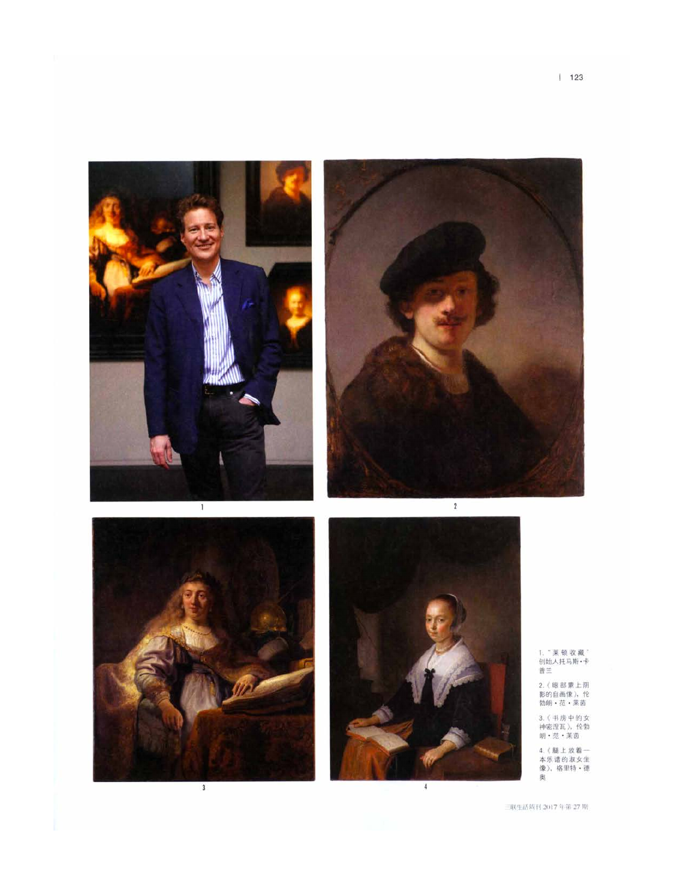1. "莱顿收藏"创始人托马斯·卡普兰

2.《眼部蒙上阴影的自画像》，伦勃朗·范·莱茵

3.《书房中的女神密涅瓦》，伦勃朗·范·莱茵

4.《腿上放着一本乐谱的淑女坐像》，格里特·德奥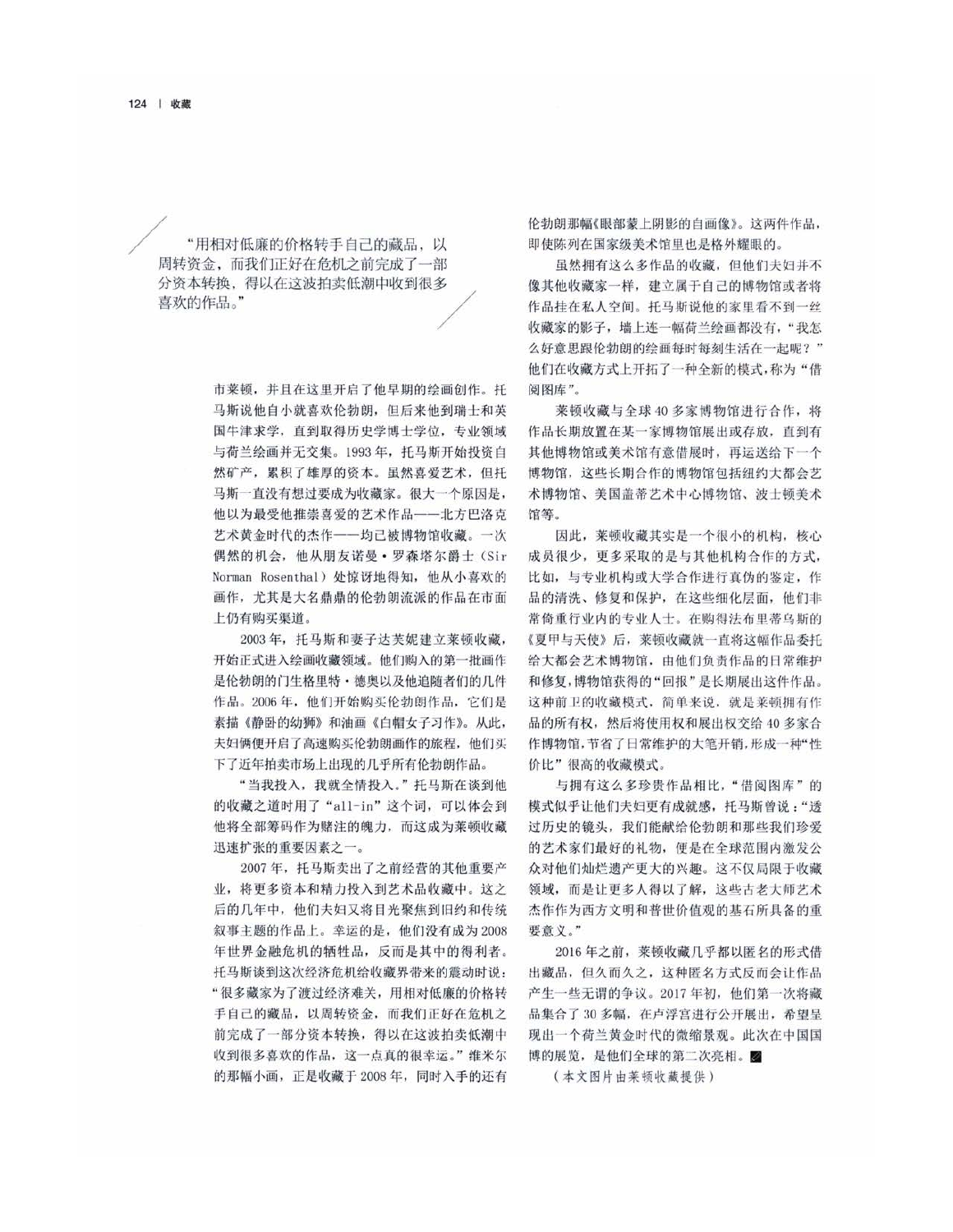"用相对低廉的价格转手自己的藏品，以周转资金，而我们正好在危机之前完成了一部分资本转换，得以在这波拍卖低潮中收到很多喜欢的作品。"

市莱顿，并且在这里开启了他早期的绘画创作。托马斯说他自小就喜欢伦勃朗，但后来他到瑞士和英国牛津求学，直到取得历史学博士学位，专业领域与荷兰绘画并无交集。1993 年，托马斯开始投资自然矿产，累积了雄厚的资本。虽然喜爱艺术，但托马斯一直没有想过要成为收藏家。很大一个原因是，他以为最受他推崇喜爱的艺术作品——北方巴洛克艺术黄金时代的杰作——均已被博物馆收藏。一次偶然的机会，他从朋友诺曼·罗森塔尔爵士（Sir Norman Rosenthal）处惊讶地得知，他从小喜欢的画作，尤其是大名鼎鼎的伦勃朗流派的作品在市面上仍有购买渠道。

2003 年，托马斯和妻子达芙妮建立莱顿收藏，开始正式进入绘画收藏领域。他们购入的第一批画作是伦勃朗的门生格里特·德奥以及他追随者们的几件作品。2006 年，他们开始购买伦勃朗作品，它们是素描《静卧的幼狮》和油画《白帽女子习作》。从此，夫妇俩便开启了高速购买伦勃朗画作的旅程，他们买下了近年拍卖市场上出现的几乎所有伦勃朗作品。

"当我投入，我就全情投入。"托马斯在谈到他的收藏之道时用了"all-in"这个词，可以体会到他将全部筹码作为赌注的魄力，而这成为莱顿收藏迅速扩张的重要因素之一。

2007 年，托马斯卖出了之前经营的其他重要产业，将更多资本和精力投入到艺术品收藏中。这之后的几年中，他们夫妇又将目光聚焦到旧约和传统叙事主题的作品上。幸运的是，他们没有成为 2008 年世界金融危机的牺牲品，反而是其中的得利者。托马斯谈到这次经济危机给收藏界带来的震动时说："很多藏家为了渡过经济难关，用相对低廉的价格转手自己的藏品，以周转资金，而我们正好在危机之前完成了一部分资本转换，得以在这波拍卖低潮中收到很多喜欢的作品，这一点真的很幸运。"维米尔的那幅小画，正是收藏于 2008 年，同时入手的还有伦勃朗那幅《眼部蒙上阴影的自画像》。这两件作品，即使陈列在国家级美术馆里也是格外耀眼的。

虽然拥有这么多作品的收藏，但他们夫妇并不像其他收藏家一样，建立属于自己的博物馆或者将作品挂在私人空间。托马斯说他的家里看不到一丝收藏家的影子，墙上连一幅荷兰绘画都没有，"我怎么好意思跟伦勃朗的绘画每时每刻生活在一起呢？"他们在收藏方式上开拓了一种全新的模式，称为"借阅图库"。

莱顿收藏与全球 40 多家博物馆进行合作，将作品长期放置在某一家博物馆展出或存放，直到有其他博物馆或美术馆有意借展时，再运送给下一个博物馆，这些长期合作的博物馆包括纽约大都会艺术博物馆、美国盖蒂艺术中心博物馆、波士顿美术馆等。

因此，莱顿收藏其实是一个很小的机构，核心成员很少，更多采取的是与其他机构合作的方式，比如，与专业机构或大学合作进行真伪的鉴定，作品的清洗、修复和保护，在这些细化层面，他们非常倚重行业内的专业人士。在购得法布里蒂乌斯的《夏甲与天使》后，莱顿收藏就一直将这幅作品委托给大都会艺术博物馆，由他们负责作品的日常维护和修复，博物馆获得的"回报"是长期展出这件作品。这种前卫的收藏模式，简单来说，就是莱顿拥有作品的所有权，然后将使用权和展出权交给 40 多家合作博物馆，节省了日常维护的大笔开销，形成一种"性价比"很高的收藏模式。

与拥有这么多珍贵作品相比，"借阅图库"的模式似乎让他们夫妇更有成就感，托马斯曾说："透过历史的镜头，我们能献给伦勃朗和那些我们珍爱的艺术家们最好的礼物，便是在全球范围内激发公众对他们灿烂遗产更大的兴趣。这不仅局限于收藏领域，而是让更多人得以了解，这些古老大师艺术杰作作为西方文明和普世价值观的基石所具备的重要意义。"

2016 年之前，莱顿收藏几乎都以匿名的形式借出藏品，但久而久之，这种匿名方式反而会让作品产生一些无谓的争议。2017 年初，他们第一次将藏品集合了 30 多幅，在卢浮宫进行公开展出，希望呈现出一个荷兰黄金时代的微缩景观。此次在中国国博的展览，是他们全球的第二次亮相。

（本文图片由莱顿收藏提供）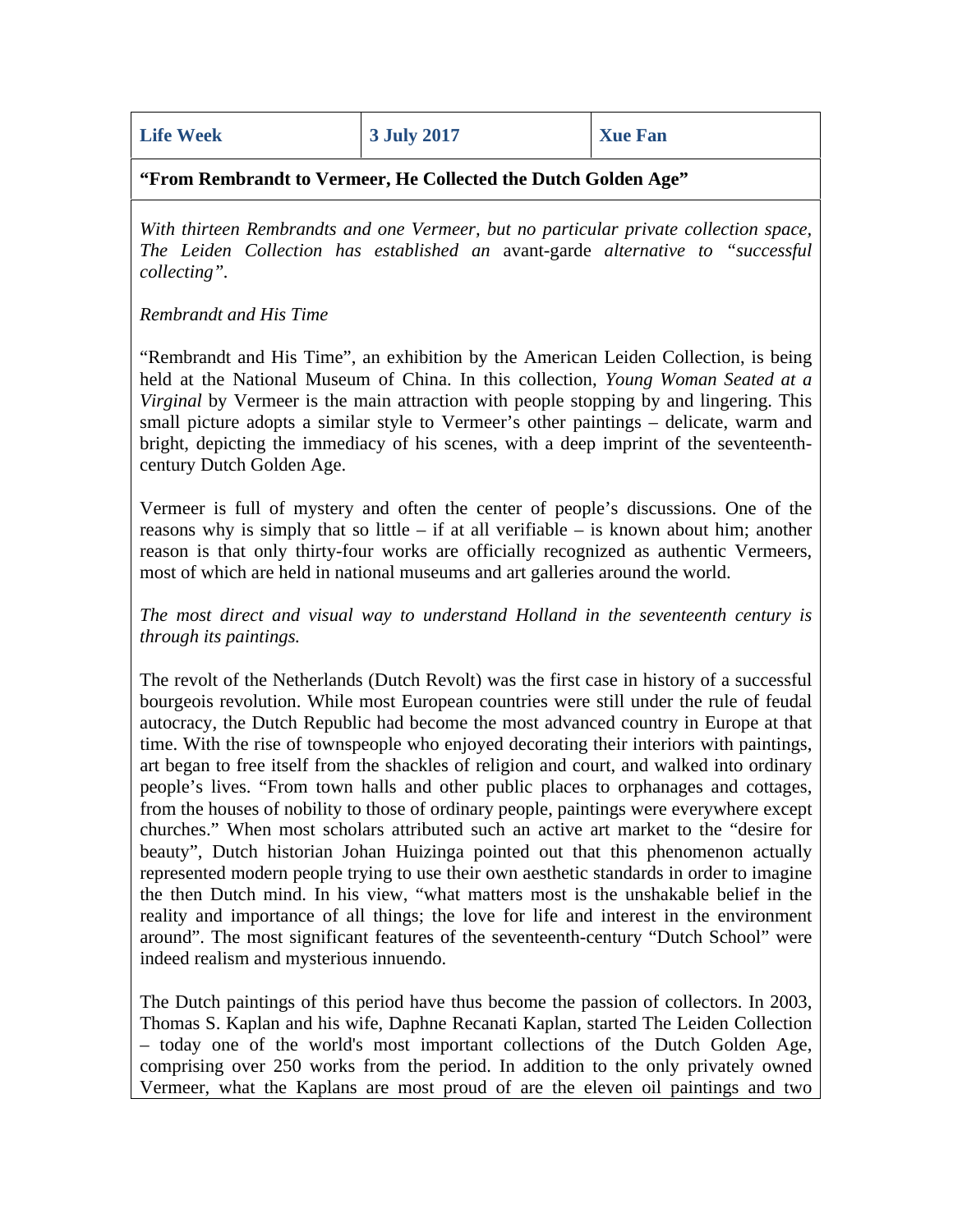| Life Week | 3 July 2017 | Xue Fan |
| --- | --- | --- |

**"From Rembrandt to Vermeer, He Collected the Dutch Golden Age"**

*With thirteen Rembrandts and one Vermeer, but no particular private collection space, The Leiden Collection has established an* avant-garde *alternative to "successful collecting".*

*Rembrandt and His Time*

"Rembrandt and His Time", an exhibition by the American Leiden Collection, is being held at the National Museum of China. In this collection, *Young Woman Seated at a Virginal* by Vermeer is the main attraction with people stopping by and lingering. This small picture adopts a similar style to Vermeer's other paintings – delicate, warm and bright, depicting the immediacy of his scenes, with a deep imprint of the seventeenth-century Dutch Golden Age.

Vermeer is full of mystery and often the center of people's discussions. One of the reasons why is simply that so little – if at all verifiable – is known about him; another reason is that only thirty-four works are officially recognized as authentic Vermeers, most of which are held in national museums and art galleries around the world.

*The most direct and visual way to understand Holland in the seventeenth century is through its paintings.*

The revolt of the Netherlands (Dutch Revolt) was the first case in history of a successful bourgeois revolution. While most European countries were still under the rule of feudal autocracy, the Dutch Republic had become the most advanced country in Europe at that time. With the rise of townspeople who enjoyed decorating their interiors with paintings, art began to free itself from the shackles of religion and court, and walked into ordinary people's lives. "From town halls and other public places to orphanages and cottages, from the houses of nobility to those of ordinary people, paintings were everywhere except churches." When most scholars attributed such an active art market to the "desire for beauty", Dutch historian Johan Huizinga pointed out that this phenomenon actually represented modern people trying to use their own aesthetic standards in order to imagine the then Dutch mind. In his view, "what matters most is the unshakable belief in the reality and importance of all things; the love for life and interest in the environment around". The most significant features of the seventeenth-century "Dutch School" were indeed realism and mysterious innuendo.

The Dutch paintings of this period have thus become the passion of collectors. In 2003, Thomas S. Kaplan and his wife, Daphne Recanati Kaplan, started The Leiden Collection – today one of the world's most important collections of the Dutch Golden Age, comprising over 250 works from the period. In addition to the only privately owned Vermeer, what the Kaplans are most proud of are the eleven oil paintings and two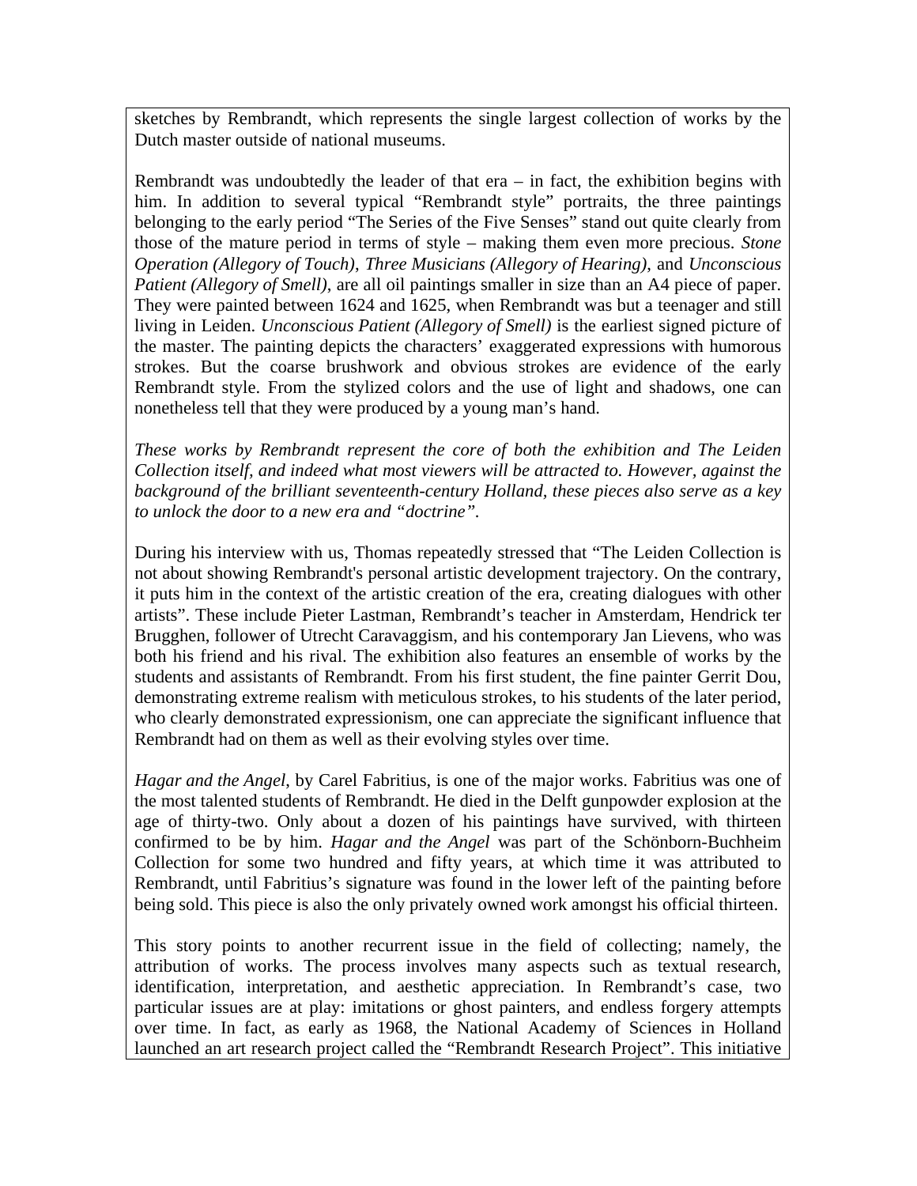sketches by Rembrandt, which represents the single largest collection of works by the Dutch master outside of national museums.

Rembrandt was undoubtedly the leader of that era – in fact, the exhibition begins with him. In addition to several typical "Rembrandt style" portraits, the three paintings belonging to the early period "The Series of the Five Senses" stand out quite clearly from those of the mature period in terms of style – making them even more precious. *Stone Operation (Allegory of Touch)*, *Three Musicians (Allegory of Hearing)*, and *Unconscious Patient (Allegory of Smell)*, are all oil paintings smaller in size than an A4 piece of paper. They were painted between 1624 and 1625, when Rembrandt was but a teenager and still living in Leiden. *Unconscious Patient (Allegory of Smell)* is the earliest signed picture of the master. The painting depicts the characters' exaggerated expressions with humorous strokes. But the coarse brushwork and obvious strokes are evidence of the early Rembrandt style. From the stylized colors and the use of light and shadows, one can nonetheless tell that they were produced by a young man's hand.

*These works by Rembrandt represent the core of both the exhibition and The Leiden Collection itself, and indeed what most viewers will be attracted to. However, against the background of the brilliant seventeenth-century Holland, these pieces also serve as a key to unlock the door to a new era and "doctrine".*

During his interview with us, Thomas repeatedly stressed that "The Leiden Collection is not about showing Rembrandt's personal artistic development trajectory. On the contrary, it puts him in the context of the artistic creation of the era, creating dialogues with other artists". These include Pieter Lastman, Rembrandt's teacher in Amsterdam, Hendrick ter Brugghen, follower of Utrecht Caravaggism, and his contemporary Jan Lievens, who was both his friend and his rival. The exhibition also features an ensemble of works by the students and assistants of Rembrandt. From his first student, the fine painter Gerrit Dou, demonstrating extreme realism with meticulous strokes, to his students of the later period, who clearly demonstrated expressionism, one can appreciate the significant influence that Rembrandt had on them as well as their evolving styles over time.

*Hagar and the Angel*, by Carel Fabritius, is one of the major works. Fabritius was one of the most talented students of Rembrandt. He died in the Delft gunpowder explosion at the age of thirty-two. Only about a dozen of his paintings have survived, with thirteen confirmed to be by him. *Hagar and the Angel* was part of the Schönborn-Buchheim Collection for some two hundred and fifty years, at which time it was attributed to Rembrandt, until Fabritius's signature was found in the lower left of the painting before being sold. This piece is also the only privately owned work amongst his official thirteen.

This story points to another recurrent issue in the field of collecting; namely, the attribution of works. The process involves many aspects such as textual research, identification, interpretation, and aesthetic appreciation. In Rembrandt's case, two particular issues are at play: imitations or ghost painters, and endless forgery attempts over time. In fact, as early as 1968, the National Academy of Sciences in Holland launched an art research project called the "Rembrandt Research Project". This initiative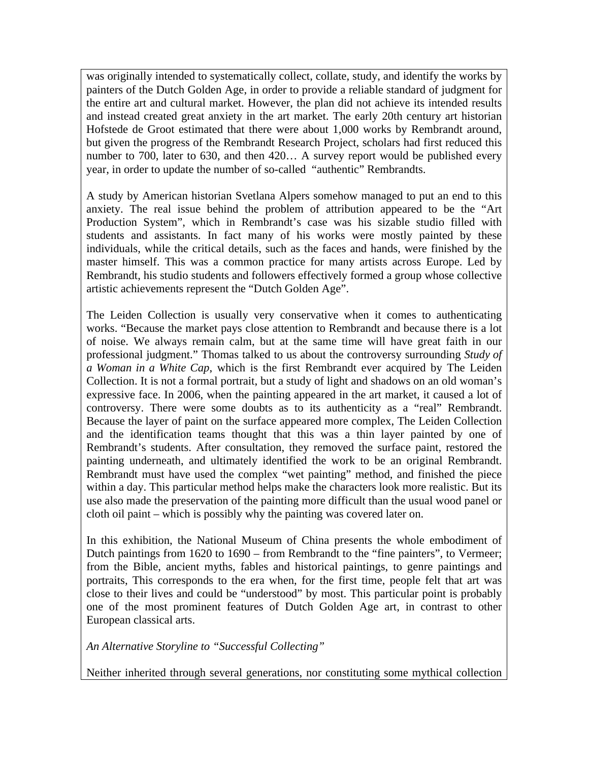was originally intended to systematically collect, collate, study, and identify the works by painters of the Dutch Golden Age, in order to provide a reliable standard of judgment for the entire art and cultural market. However, the plan did not achieve its intended results and instead created great anxiety in the art market. The early 20th century art historian Hofstede de Groot estimated that there were about 1,000 works by Rembrandt around, but given the progress of the Rembrandt Research Project, scholars had first reduced this number to 700, later to 630, and then 420… A survey report would be published every year, in order to update the number of so-called "authentic" Rembrandts.

A study by American historian Svetlana Alpers somehow managed to put an end to this anxiety. The real issue behind the problem of attribution appeared to be the "Art Production System", which in Rembrandt's case was his sizable studio filled with students and assistants. In fact many of his works were mostly painted by these individuals, while the critical details, such as the faces and hands, were finished by the master himself. This was a common practice for many artists across Europe. Led by Rembrandt, his studio students and followers effectively formed a group whose collective artistic achievements represent the "Dutch Golden Age".

The Leiden Collection is usually very conservative when it comes to authenticating works. "Because the market pays close attention to Rembrandt and because there is a lot of noise. We always remain calm, but at the same time will have great faith in our professional judgment." Thomas talked to us about the controversy surrounding *Study of a Woman in a White Cap*, which is the first Rembrandt ever acquired by The Leiden Collection. It is not a formal portrait, but a study of light and shadows on an old woman's expressive face. In 2006, when the painting appeared in the art market, it caused a lot of controversy. There were some doubts as to its authenticity as a "real" Rembrandt. Because the layer of paint on the surface appeared more complex, The Leiden Collection and the identification teams thought that this was a thin layer painted by one of Rembrandt's students. After consultation, they removed the surface paint, restored the painting underneath, and ultimately identified the work to be an original Rembrandt. Rembrandt must have used the complex "wet painting" method, and finished the piece within a day. This particular method helps make the characters look more realistic. But its use also made the preservation of the painting more difficult than the usual wood panel or cloth oil paint – which is possibly why the painting was covered later on.

In this exhibition, the National Museum of China presents the whole embodiment of Dutch paintings from 1620 to 1690 – from Rembrandt to the "fine painters", to Vermeer; from the Bible, ancient myths, fables and historical paintings, to genre paintings and portraits, This corresponds to the era when, for the first time, people felt that art was close to their lives and could be "understood" by most. This particular point is probably one of the most prominent features of Dutch Golden Age art, in contrast to other European classical arts.

*An Alternative Storyline to "Successful Collecting"*

Neither inherited through several generations, nor constituting some mythical collection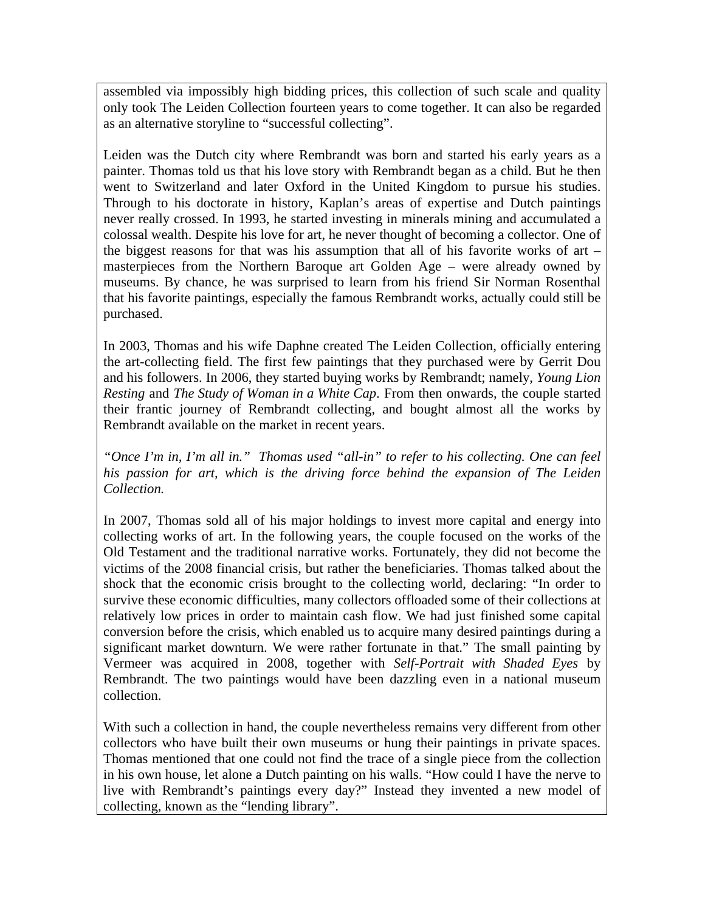assembled via impossibly high bidding prices, this collection of such scale and quality only took The Leiden Collection fourteen years to come together. It can also be regarded as an alternative storyline to "successful collecting".

Leiden was the Dutch city where Rembrandt was born and started his early years as a painter. Thomas told us that his love story with Rembrandt began as a child. But he then went to Switzerland and later Oxford in the United Kingdom to pursue his studies. Through to his doctorate in history, Kaplan's areas of expertise and Dutch paintings never really crossed. In 1993, he started investing in minerals mining and accumulated a colossal wealth. Despite his love for art, he never thought of becoming a collector. One of the biggest reasons for that was his assumption that all of his favorite works of art – masterpieces from the Northern Baroque art Golden Age – were already owned by museums. By chance, he was surprised to learn from his friend Sir Norman Rosenthal that his favorite paintings, especially the famous Rembrandt works, actually could still be purchased.

In 2003, Thomas and his wife Daphne created The Leiden Collection, officially entering the art-collecting field. The first few paintings that they purchased were by Gerrit Dou and his followers. In 2006, they started buying works by Rembrandt; namely, *Young Lion Resting* and *The Study of Woman in a White Cap*. From then onwards, the couple started their frantic journey of Rembrandt collecting, and bought almost all the works by Rembrandt available on the market in recent years.

*"Once I'm in, I'm all in." Thomas used "all-in" to refer to his collecting. One can feel his passion for art, which is the driving force behind the expansion of The Leiden Collection.*

In 2007, Thomas sold all of his major holdings to invest more capital and energy into collecting works of art. In the following years, the couple focused on the works of the Old Testament and the traditional narrative works. Fortunately, they did not become the victims of the 2008 financial crisis, but rather the beneficiaries. Thomas talked about the shock that the economic crisis brought to the collecting world, declaring: "In order to survive these economic difficulties, many collectors offloaded some of their collections at relatively low prices in order to maintain cash flow. We had just finished some capital conversion before the crisis, which enabled us to acquire many desired paintings during a significant market downturn. We were rather fortunate in that." The small painting by Vermeer was acquired in 2008, together with *Self-Portrait with Shaded Eyes* by Rembrandt. The two paintings would have been dazzling even in a national museum collection.

With such a collection in hand, the couple nevertheless remains very different from other collectors who have built their own museums or hung their paintings in private spaces. Thomas mentioned that one could not find the trace of a single piece from the collection in his own house, let alone a Dutch painting on his walls. "How could I have the nerve to live with Rembrandt's paintings every day?" Instead they invented a new model of collecting, known as the "lending library".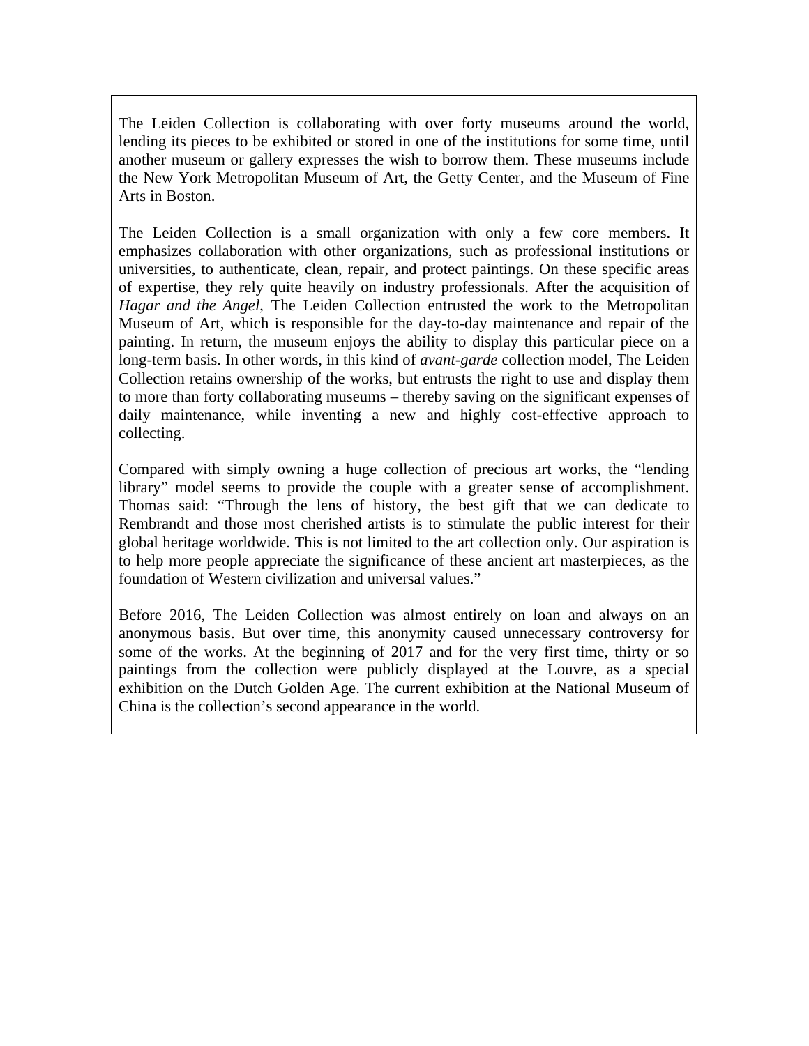The Leiden Collection is collaborating with over forty museums around the world, lending its pieces to be exhibited or stored in one of the institutions for some time, until another museum or gallery expresses the wish to borrow them. These museums include the New York Metropolitan Museum of Art, the Getty Center, and the Museum of Fine Arts in Boston.

The Leiden Collection is a small organization with only a few core members. It emphasizes collaboration with other organizations, such as professional institutions or universities, to authenticate, clean, repair, and protect paintings. On these specific areas of expertise, they rely quite heavily on industry professionals. After the acquisition of *Hagar and the Angel*, The Leiden Collection entrusted the work to the Metropolitan Museum of Art, which is responsible for the day-to-day maintenance and repair of the painting. In return, the museum enjoys the ability to display this particular piece on a long-term basis. In other words, in this kind of *avant-garde* collection model, The Leiden Collection retains ownership of the works, but entrusts the right to use and display them to more than forty collaborating museums – thereby saving on the significant expenses of daily maintenance, while inventing a new and highly cost-effective approach to collecting.

Compared with simply owning a huge collection of precious art works, the "lending library" model seems to provide the couple with a greater sense of accomplishment. Thomas said: "Through the lens of history, the best gift that we can dedicate to Rembrandt and those most cherished artists is to stimulate the public interest for their global heritage worldwide. This is not limited to the art collection only. Our aspiration is to help more people appreciate the significance of these ancient art masterpieces, as the foundation of Western civilization and universal values."

Before 2016, The Leiden Collection was almost entirely on loan and always on an anonymous basis. But over time, this anonymity caused unnecessary controversy for some of the works. At the beginning of 2017 and for the very first time, thirty or so paintings from the collection were publicly displayed at the Louvre, as a special exhibition on the Dutch Golden Age. The current exhibition at the National Museum of China is the collection's second appearance in the world.